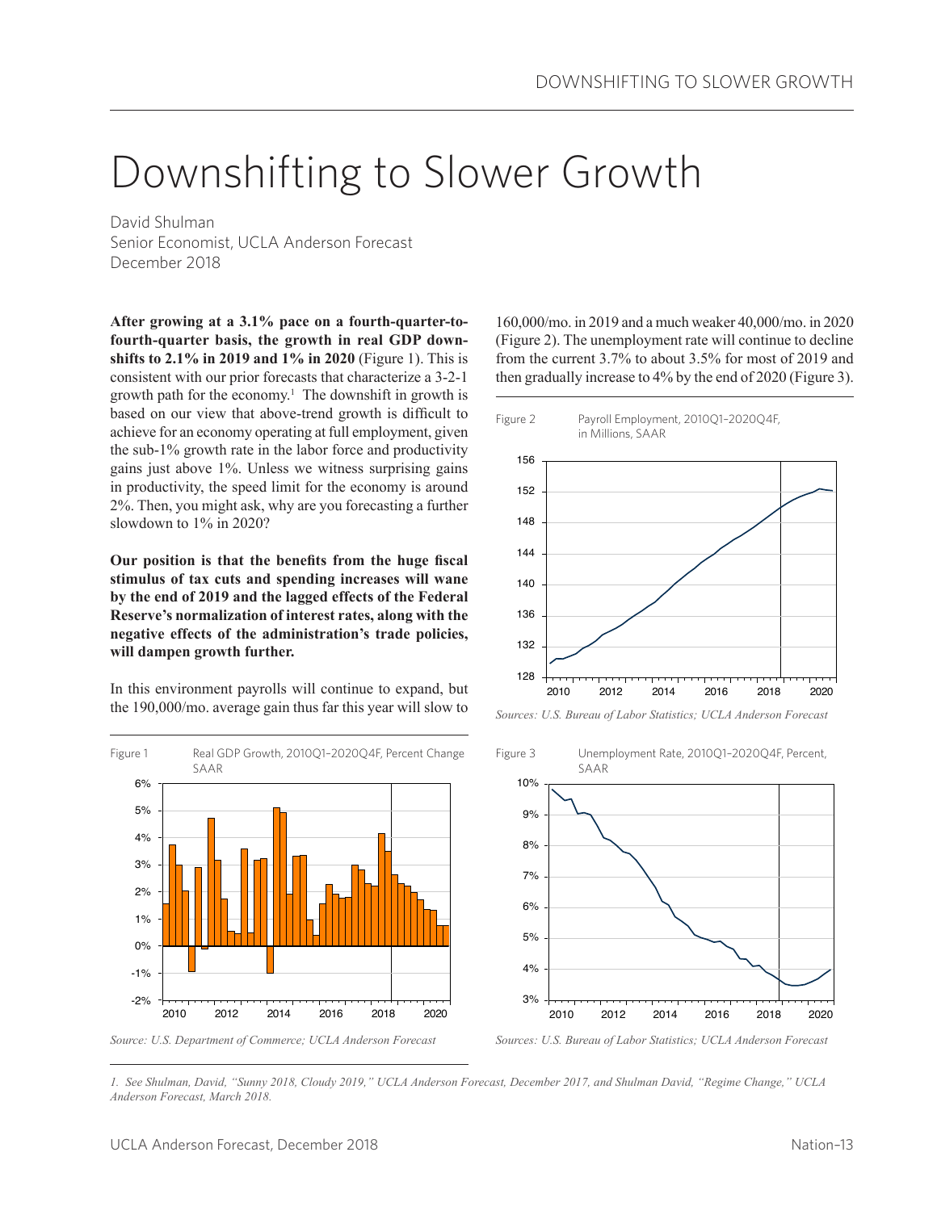# Downshifting to Slower Growth

David Shulman
Senior Economist, UCLA Anderson Forecast
December 2018

**After growing at a 3.1% pace on a fourth-quarter-to-fourth-quarter basis, the growth in real GDP downshifts to 2.1% in 2019 and 1% in 2020** (Figure 1). This is consistent with our prior forecasts that characterize a 3-2-1 growth path for the economy.[1] The downshift in growth is based on our view that above-trend growth is difficult to achieve for an economy operating at full employment, given the sub-1% growth rate in the labor force and productivity gains just above 1%. Unless we witness surprising gains in productivity, the speed limit for the economy is around 2%. Then, you might ask, why are you forecasting a further slowdown to 1% in 2020?

**Our position is that the benefits from the huge fiscal stimulus of tax cuts and spending increases will wane by the end of 2019 and the lagged effects of the Federal Reserve's normalization of interest rates, along with the negative effects of the administration's trade policies, will dampen growth further.**

In this environment payrolls will continue to expand, but the 190,000/mo. average gain thus far this year will slow to 160,000/mo. in 2019 and a much weaker 40,000/mo. in 2020 (Figure 2). The unemployment rate will continue to decline from the current 3.7% to about 3.5% for most of 2019 and then gradually increase to 4% by the end of 2020 (Figure 3).

Figure 1 Real GDP Growth, 2010Q1–2020Q4F, Percent Change SAAR

*Source: U.S. Department of Commerce; UCLA Anderson Forecast*

Figure 2 Payroll Employment, 2010Q1–2020Q4F, in Millions, SAAR

*Sources: U.S. Bureau of Labor Statistics; UCLA Anderson Forecast*

Figure 3 Unemployment Rate, 2010Q1–2020Q4F, Percent, SAAR

*Sources: U.S. Bureau of Labor Statistics; UCLA Anderson Forecast*

*1. See Shulman, David, "Sunny 2018, Cloudy 2019," UCLA Anderson Forecast, December 2017, and Shulman David, "Regime Change," UCLA Anderson Forecast, March 2018.*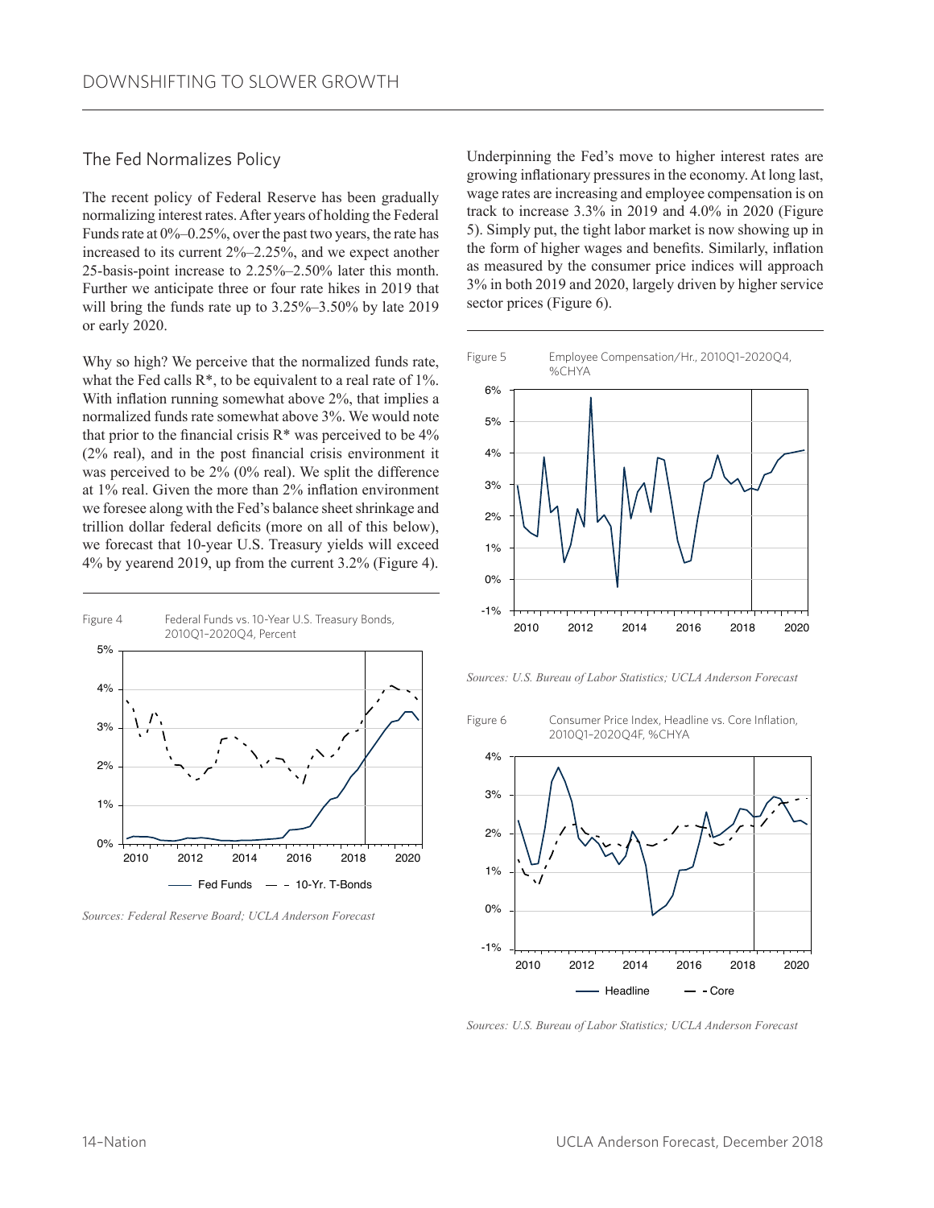## The Fed Normalizes Policy

The recent policy of Federal Reserve has been gradually normalizing interest rates. After years of holding the Federal Funds rate at 0%–0.25%, over the past two years, the rate has increased to its current 2%–2.25%, and we expect another 25-basis-point increase to 2.25%–2.50% later this month. Further we anticipate three or four rate hikes in 2019 that will bring the funds rate up to 3.25%–3.50% by late 2019 or early 2020.

Why so high? We perceive that the normalized funds rate, what the Fed calls R*, to be equivalent to a real rate of 1%. With inflation running somewhat above 2%, that implies a normalized funds rate somewhat above 3%. We would note that prior to the financial crisis R* was perceived to be 4% (2% real), and in the post financial crisis environment it was perceived to be 2% (0% real). We split the difference at 1% real. Given the more than 2% inflation environment we foresee along with the Fed's balance sheet shrinkage and trillion dollar federal deficits (more on all of this below), we forecast that 10-year U.S. Treasury yields will exceed 4% by yearend 2019, up from the current 3.2% (Figure 4).

Figure 4 Federal Funds vs. 10-Year U.S. Treasury Bonds, 2010Q1–2020Q4, Percent

*Sources: Federal Reserve Board; UCLA Anderson Forecast*

Underpinning the Fed's move to higher interest rates are growing inflationary pressures in the economy. At long last, wage rates are increasing and employee compensation is on track to increase 3.3% in 2019 and 4.0% in 2020 (Figure 5). Simply put, the tight labor market is now showing up in the form of higher wages and benefits. Similarly, inflation as measured by the consumer price indices will approach 3% in both 2019 and 2020, largely driven by higher service sector prices (Figure 6).

Figure 5 Employee Compensation/Hr., 2010Q1–2020Q4, %CHYA

*Sources: U.S. Bureau of Labor Statistics; UCLA Anderson Forecast*

Figure 6 Consumer Price Index, Headline vs. Core Inflation, 2010Q1–2020Q4F, %CHYA

*Sources: U.S. Bureau of Labor Statistics; UCLA Anderson Forecast*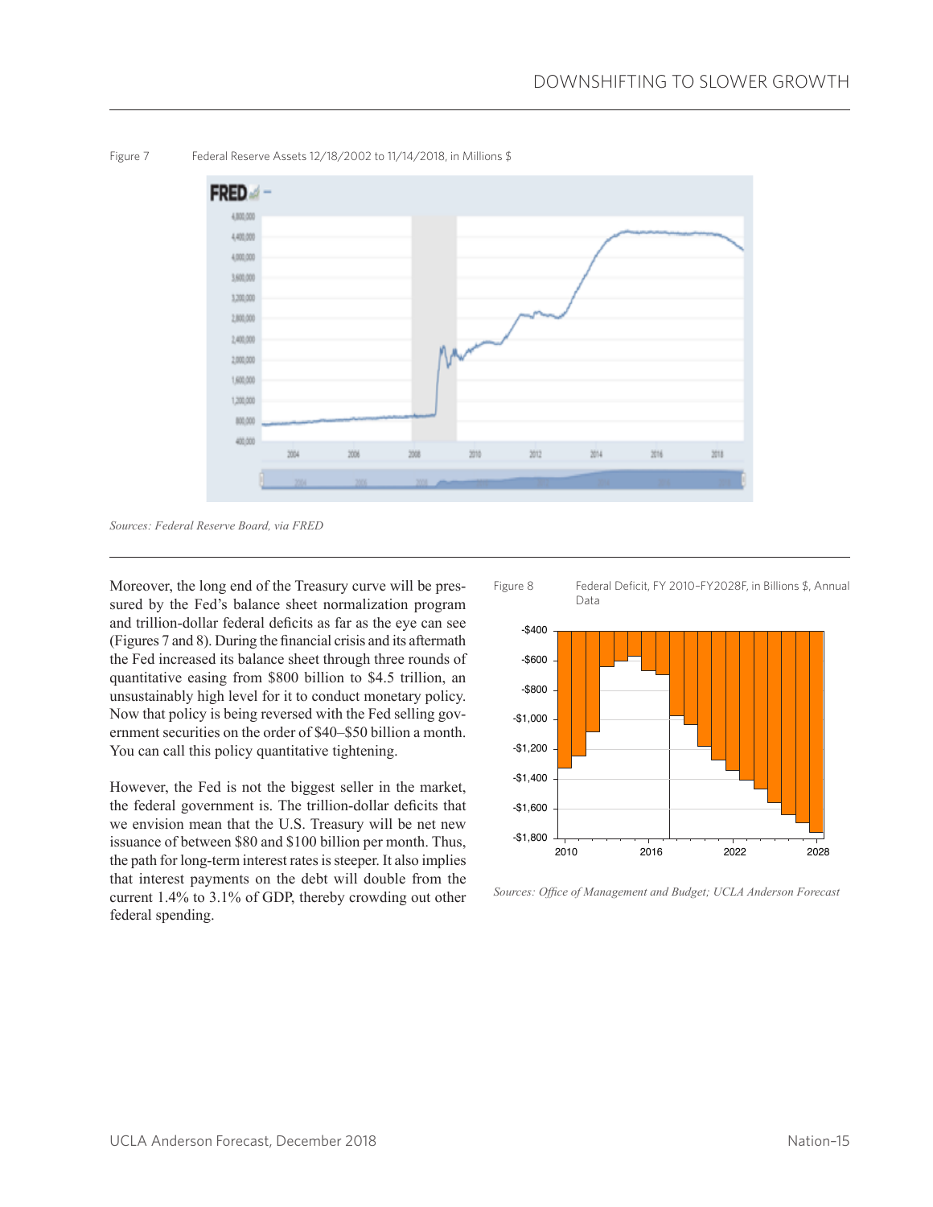Figure 7 Federal Reserve Assets 12/18/2002 to 11/14/2018, in Millions $

*Sources: Federal Reserve Board, via FRED*

Moreover, the long end of the Treasury curve will be pressured by the Fed's balance sheet normalization program and trillion-dollar federal deficits as far as the eye can see (Figures 7 and 8). During the financial crisis and its aftermath the Fed increased its balance sheet through three rounds of quantitative easing from $800 billion to $4.5 trillion, an unsustainably high level for it to conduct monetary policy. Now that policy is being reversed with the Fed selling government securities on the order of $40–$50 billion a month. You can call this policy quantitative tightening.

However, the Fed is not the biggest seller in the market, the federal government is. The trillion-dollar deficits that we envision mean that the U.S. Treasury will be net new issuance of between $80 and $100 billion per month. Thus, the path for long-term interest rates is steeper. It also implies that interest payments on the debt will double from the current 1.4% to 3.1% of GDP, thereby crowding out other federal spending.

Figure 8 Federal Deficit, FY 2010-FY2028F, in Billions $, Annual Data

*Sources: Office of Management and Budget; UCLA Anderson Forecast*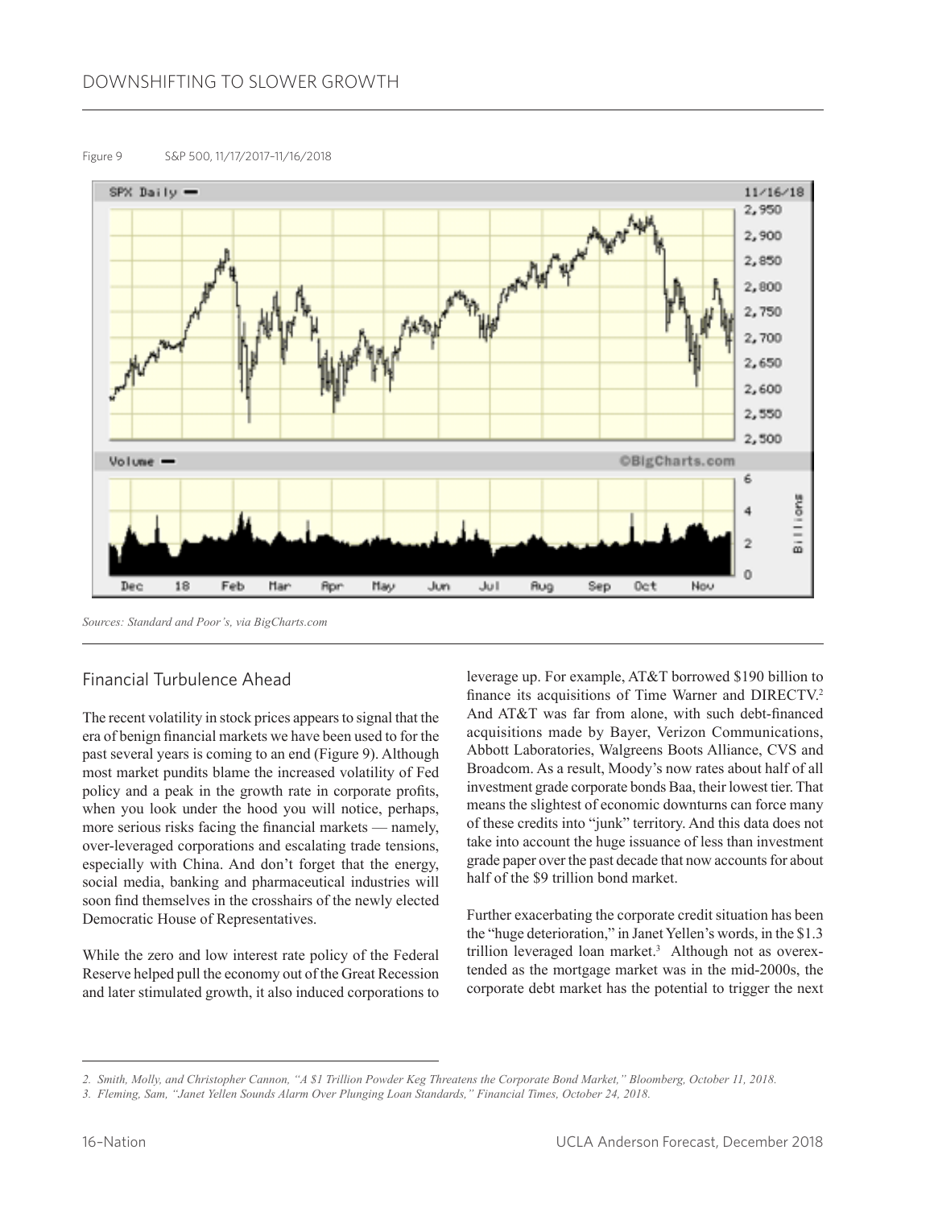Figure 9 S&P 500, 11/17/2017–11/16/2018

Sources: Standard and Poor's, via BigCharts.com

## Financial Turbulence Ahead

The recent volatility in stock prices appears to signal that the era of benign financial markets we have been used to for the past several years is coming to an end (Figure 9). Although most market pundits blame the increased volatility of Fed policy and a peak in the growth rate in corporate profits, when you look under the hood you will notice, perhaps, more serious risks facing the financial markets — namely, over-leveraged corporations and escalating trade tensions, especially with China. And don't forget that the energy, social media, banking and pharmaceutical industries will soon find themselves in the crosshairs of the newly elected Democratic House of Representatives.

While the zero and low interest rate policy of the Federal Reserve helped pull the economy out of the Great Recession and later stimulated growth, it also induced corporations to leverage up. For example, AT&T borrowed $190 billion to finance its acquisitions of Time Warner and DIRECTV.[2] And AT&T was far from alone, with such debt-financed acquisitions made by Bayer, Verizon Communications, Abbott Laboratories, Walgreens Boots Alliance, CVS and Broadcom. As a result, Moody's now rates about half of all investment grade corporate bonds Baa, their lowest tier. That means the slightest of economic downturns can force many of these credits into "junk" territory. And this data does not take into account the huge issuance of less than investment grade paper over the past decade that now accounts for about half of the $9 trillion bond market.

Further exacerbating the corporate credit situation has been the "huge deterioration," in Janet Yellen's words, in the $1.3 trillion leveraged loan market.[3] Although not as overextended as the mortgage market was in the mid-2000s, the corporate debt market has the potential to trigger the next

---

2. *Smith, Molly, and Christopher Cannon, "A $1 Trillion Powder Keg Threatens the Corporate Bond Market," Bloomberg, October 11, 2018.*

3. *Fleming, Sam, "Janet Yellen Sounds Alarm Over Plunging Loan Standards," Financial Times, October 24, 2018.*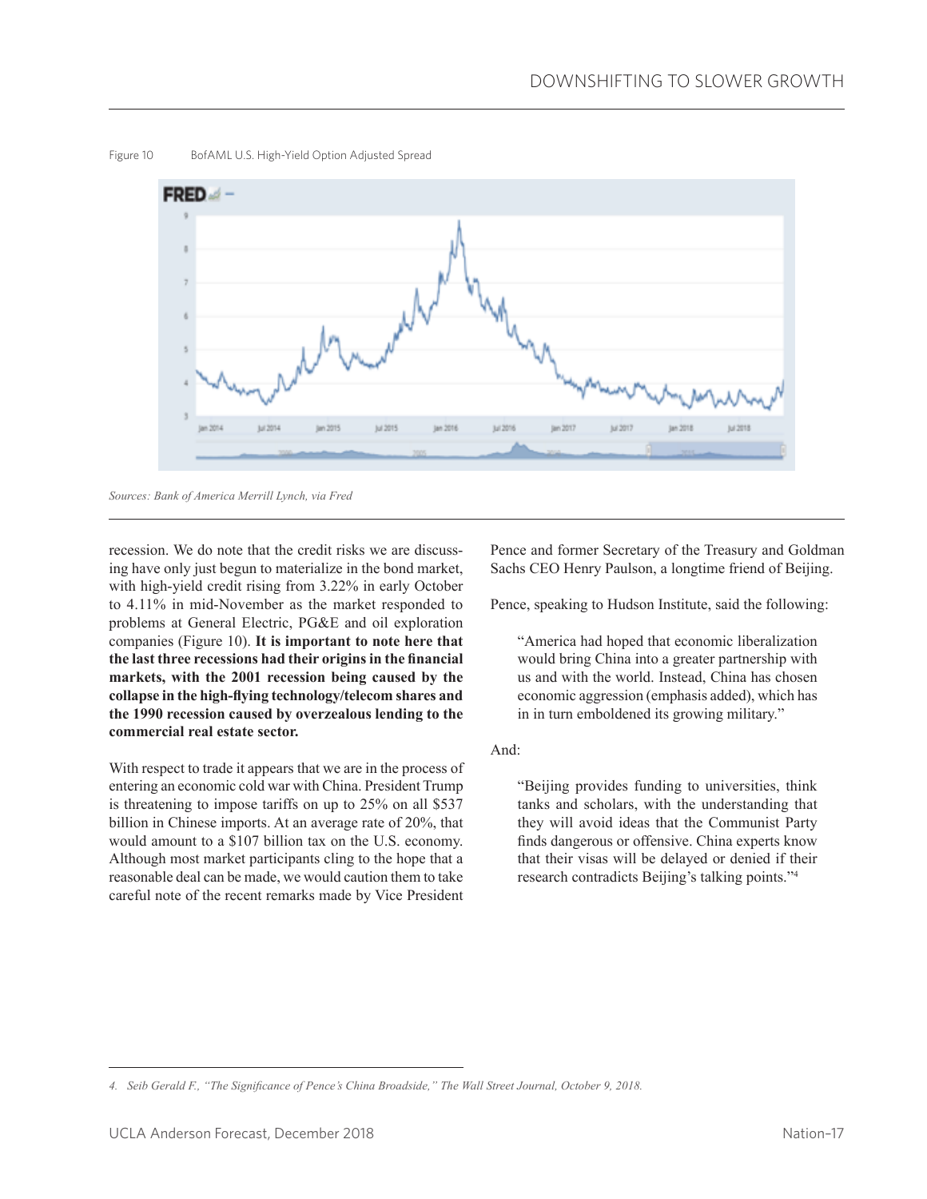Figure 10 BofAML U.S. High-Yield Option Adjusted Spread

*Sources: Bank of America Merrill Lynch, via Fred*

recession. We do note that the credit risks we are discussing have only just begun to materialize in the bond market, with high-yield credit rising from 3.22% in early October to 4.11% in mid-November as the market responded to problems at General Electric, PG&E and oil exploration companies (Figure 10). **It is important to note here that the last three recessions had their origins in the financial markets, with the 2001 recession being caused by the collapse in the high-flying technology/telecom shares and the 1990 recession caused by overzealous lending to the commercial real estate sector.**

With respect to trade it appears that we are in the process of entering an economic cold war with China. President Trump is threatening to impose tariffs on up to 25% on all $537 billion in Chinese imports. At an average rate of 20%, that would amount to a $107 billion tax on the U.S. economy. Although most market participants cling to the hope that a reasonable deal can be made, we would caution them to take careful note of the recent remarks made by Vice President Pence and former Secretary of the Treasury and Goldman Sachs CEO Henry Paulson, a longtime friend of Beijing.

Pence, speaking to Hudson Institute, said the following:

> "America had hoped that economic liberalization would bring China into a greater partnership with us and with the world. Instead, China has chosen economic aggression (emphasis added), which has in in turn emboldened its growing military."

And:

> "Beijing provides funding to universities, think tanks and scholars, with the understanding that they will avoid ideas that the Communist Party finds dangerous or offensive. China experts know that their visas will be delayed or denied if their research contradicts Beijing's talking points."[4]

---

*4. Seib Gerald F., "The Significance of Pence's China Broadside," The Wall Street Journal, October 9, 2018.*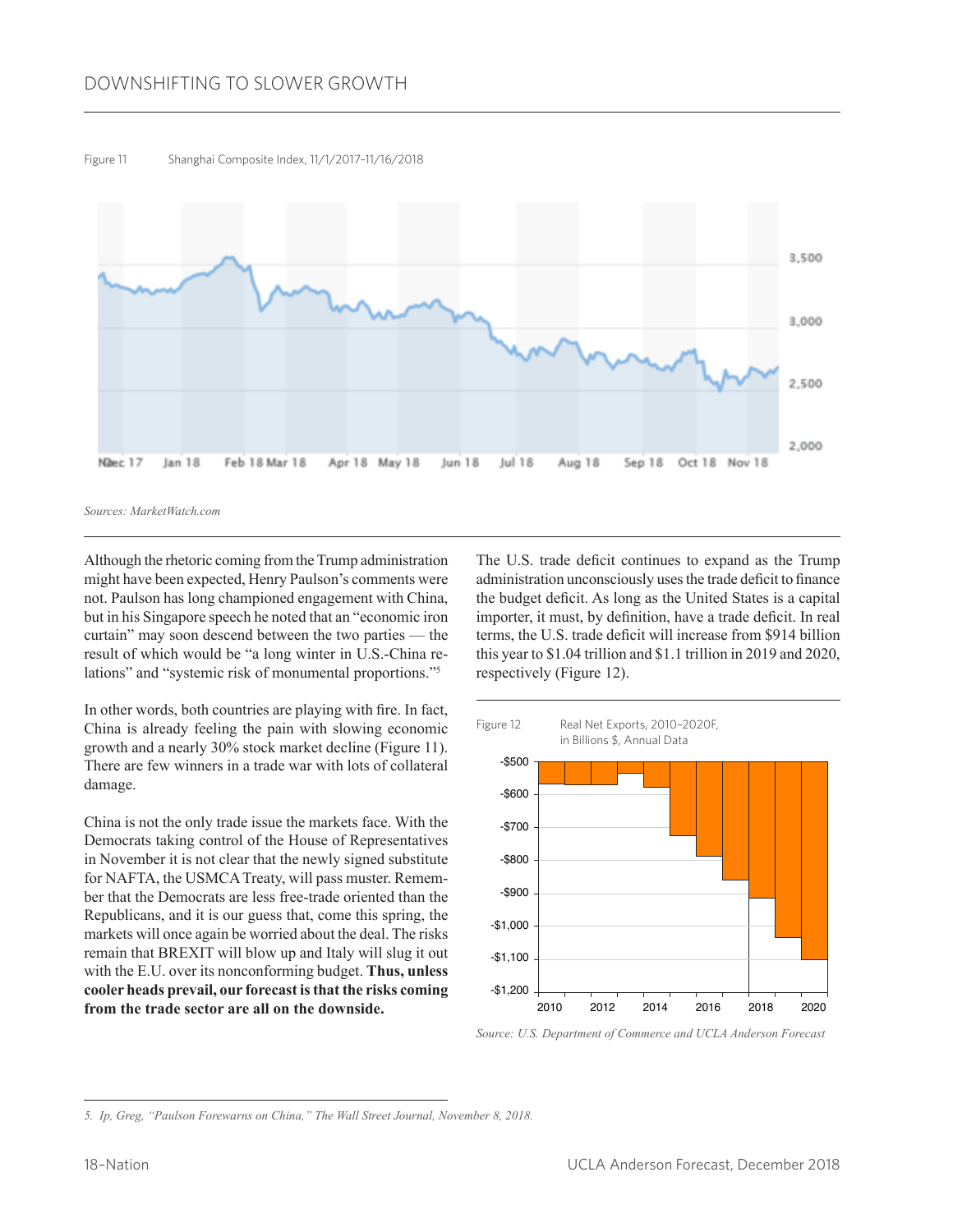Figure 11 Shanghai Composite Index, 11/1/2017–11/16/2018

Sources: MarketWatch.com

Although the rhetoric coming from the Trump administration might have been expected, Henry Paulson's comments were not. Paulson has long championed engagement with China, but in his Singapore speech he noted that an "economic iron curtain" may soon descend between the two parties — the result of which would be "a long winter in U.S.-China relations" and "systemic risk of monumental proportions."[5]

In other words, both countries are playing with fire. In fact, China is already feeling the pain with slowing economic growth and a nearly 30% stock market decline (Figure 11). There are few winners in a trade war with lots of collateral damage.

China is not the only trade issue the markets face. With the Democrats taking control of the House of Representatives in November it is not clear that the newly signed substitute for NAFTA, the USMCA Treaty, will pass muster. Remember that the Democrats are less free-trade oriented than the Republicans, and it is our guess that, come this spring, the markets will once again be worried about the deal. The risks remain that BREXIT will blow up and Italy will slug it out with the E.U. over its nonconforming budget. **Thus, unless cooler heads prevail, our forecast is that the risks coming from the trade sector are all on the downside.**

The U.S. trade deficit continues to expand as the Trump administration unconsciously uses the trade deficit to finance the budget deficit. As long as the United States is a capital importer, it must, by definition, have a trade deficit. In real terms, the U.S. trade deficit will increase from $914 billion this year to $1.04 trillion and $1.1 trillion in 2019 and 2020, respectively (Figure 12).

Figure 12 Real Net Exports, 2010–2020F, in Billions $, Annual Data

*Source: U.S. Department of Commerce and UCLA Anderson Forecast*

---

*5. Ip, Greg, "Paulson Forewarns on China," The Wall Street Journal, November 8, 2018.*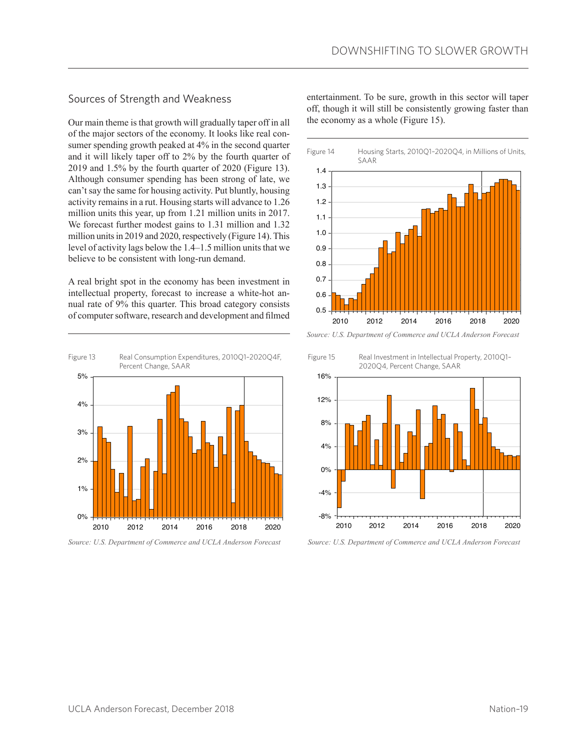## Sources of Strength and Weakness

Our main theme is that growth will gradually taper off in all of the major sectors of the economy. It looks like real consumer spending growth peaked at 4% in the second quarter and it will likely taper off to 2% by the fourth quarter of 2019 and 1.5% by the fourth quarter of 2020 (Figure 13). Although consumer spending has been strong of late, we can't say the same for housing activity. Put bluntly, housing activity remains in a rut. Housing starts will advance to 1.26 million units this year, up from 1.21 million units in 2017. We forecast further modest gains to 1.31 million and 1.32 million units in 2019 and 2020, respectively (Figure 14). This level of activity lags below the 1.4–1.5 million units that we believe to be consistent with long-run demand.

A real bright spot in the economy has been investment in intellectual property, forecast to increase a white-hot annual rate of 9% this quarter. This broad category consists of computer software, research and development and filmed entertainment. To be sure, growth in this sector will taper off, though it will still be consistently growing faster than the economy as a whole (Figure 15).

Figure 13 Real Consumption Expenditures, 2010Q1–2020Q4F, Percent Change, SAAR

*Source: U.S. Department of Commerce and UCLA Anderson Forecast*

Figure 14 Housing Starts, 2010Q1–2020Q4, in Millions of Units, SAAR

*Source: U.S. Department of Commerce and UCLA Anderson Forecast*

Figure 15 Real Investment in Intellectual Property, 2010Q1–2020Q4, Percent Change, SAAR

*Source: U.S. Department of Commerce and UCLA Anderson Forecast*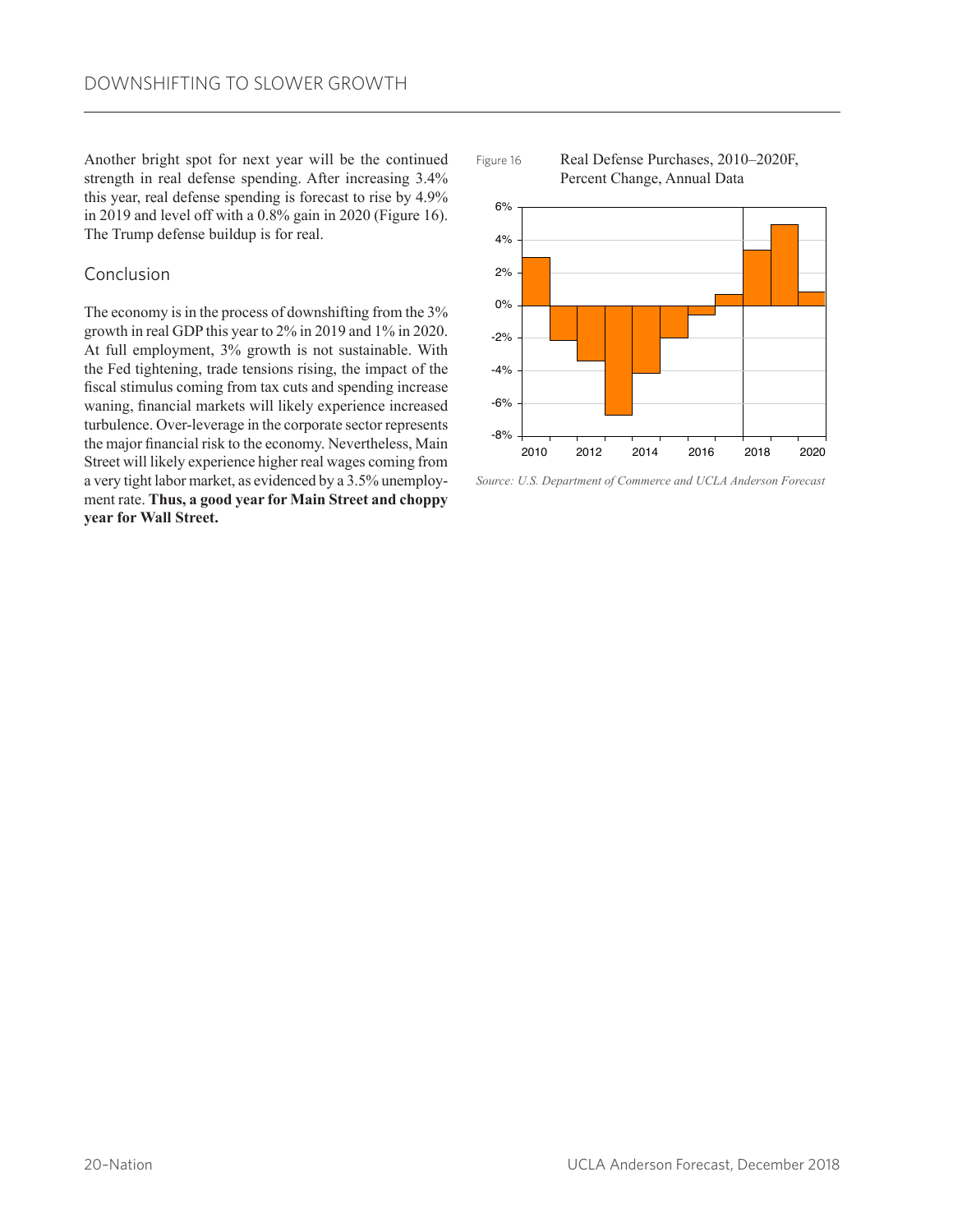Another bright spot for next year will be the continued strength in real defense spending. After increasing 3.4% this year, real defense spending is forecast to rise by 4.9% in 2019 and level off with a 0.8% gain in 2020 (Figure 16). The Trump defense buildup is for real.

## Conclusion

The economy is in the process of downshifting from the 3% growth in real GDP this year to 2% in 2019 and 1% in 2020. At full employment, 3% growth is not sustainable. With the Fed tightening, trade tensions rising, the impact of the fiscal stimulus coming from tax cuts and spending increase waning, financial markets will likely experience increased turbulence. Over-leverage in the corporate sector represents the major financial risk to the economy. Nevertheless, Main Street will likely experience higher real wages coming from a very tight labor market, as evidenced by a 3.5% unemployment rate. **Thus, a good year for Main Street and choppy year for Wall Street.**

Figure 16 Real Defense Purchases, 2010–2020F, Percent Change, Annual Data

6%
4%
2%
0%
-2%
-4%
-6%
-8%

2010 2012 2014 2016 2018 2020

*Source: U.S. Department of Commerce and UCLA Anderson Forecast*